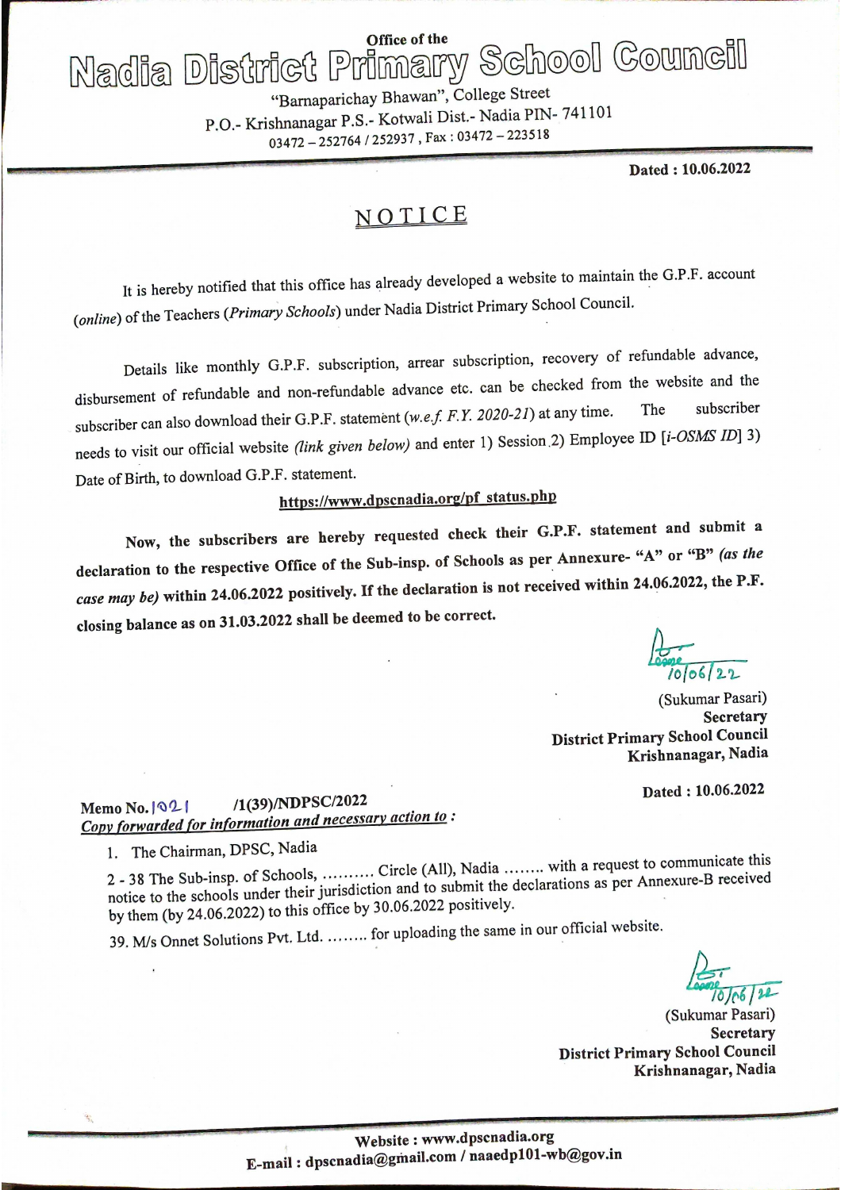Office of the

# Nadia District Primary School Council

"Barnaparichay Bhawan", College Street
P.O.- Krishnanagar P.S.- Kotwali Dist.- Nadia PIN- 741101
03472 – 252764 / 252937 , Fax : 03472 – 223518

**Dated : 10.06.2022**

## NOTICE

It is hereby notified that this office has already developed a website to maintain the G.P.F. account (*online*) of the Teachers (*Primary Schools*) under Nadia District Primary School Council.

Details like monthly G.P.F. subscription, arrear subscription, recovery of refundable advance, disbursement of refundable and non-refundable advance etc. can be checked from the website and the subscriber can also download their G.P.F. statement (*w.e.f. F.Y. 2020-21*) at any time. The subscriber needs to visit our official website *(link given below)* and enter 1) Session 2) Employee ID [*i-OSMS ID*] 3) Date of Birth, to download G.P.F. statement.

**https://www.dpscnadia.org/pf_status.php**

**Now, the subscribers are hereby requested check their G.P.F. statement and submit a declaration to the respective Office of the Sub-insp. of Schools as per Annexure- "A" or "B" *(as the case may be)* within 24.06.2022 positively. If the declaration is not received within 24.06.2022, the P.F. closing balance as on 31.03.2022 shall be deemed to be correct.**

10/06/22
(Sukumar Pasari)
**Secretary**
**District Primary School Council**
**Krishnanagar, Nadia**

**Memo No. 1021 /1(39)/NDPSC/2022**

**Dated : 10.06.2022**

***Copy forwarded for information and necessary action to* :**

1. The Chairman, DPSC, Nadia

2 - 38 The Sub-insp. of Schools, .......... Circle (All), Nadia ........ with a request to communicate this notice to the schools under their jurisdiction and to submit the declarations as per Annexure-B received by them (by 24.06.2022) to this office by 30.06.2022 positively.

39. M/s Onnet Solutions Pvt. Ltd. ........ for uploading the same in our official website.

10/06/22
(Sukumar Pasari)
**Secretary**
**District Primary School Council**
**Krishnanagar, Nadia**

**Website : www.dpscnadia.org**
**E-mail : dpscnadia@gmail.com / naaedp101-wb@gov.in**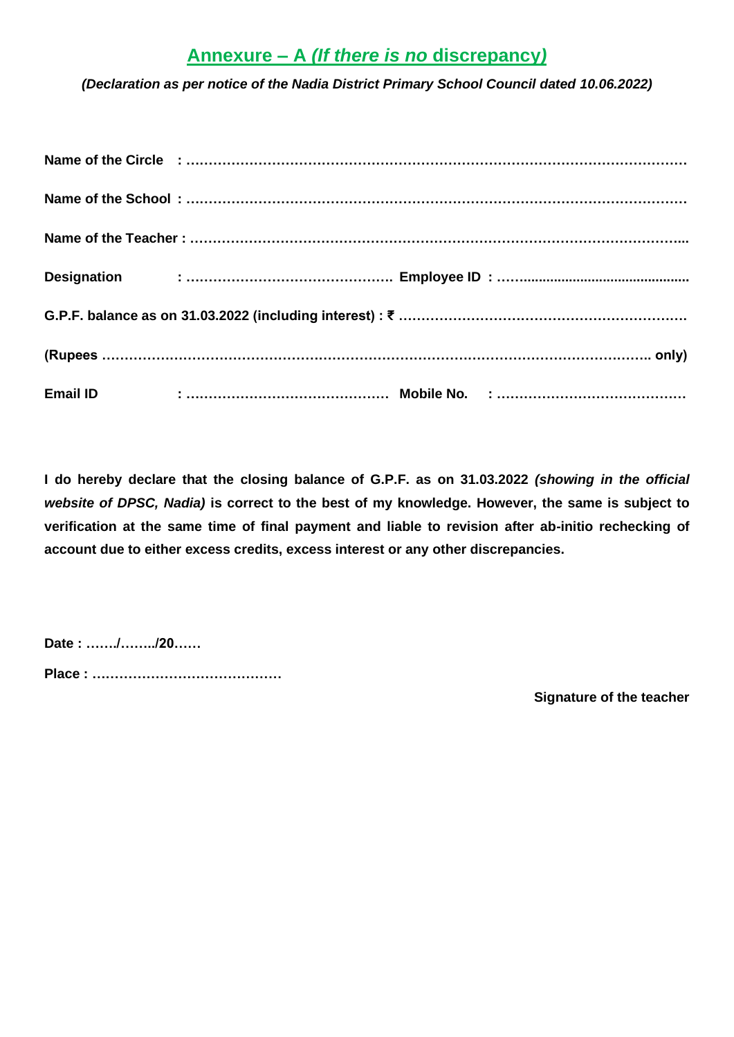## Annexure – A *(If there is no* discrepancy*)*

***(Declaration as per notice of the Nadia District Primary School Council dated 10.06.2022)***

**Name of the Circle : …………………………………………………………………………………………………**

**Name of the School : …………………………………………………………………………………………………**

**Name of the Teacher : ………………………………………………………………………………………………...**

**Designation : ………………………………………. Employee ID : ……..........................................**

**G.P.F. balance as on 31.03.2022 (including interest) : ₹ ………………………………………………………**

**(Rupees …………………………………………………………………………………………………………. only)**

**Email ID : ……………………………………… Mobile No. : ……………………………………**

**I do hereby declare that the closing balance of G.P.F. as on 31.03.2022 *(showing in the official website of DPSC, Nadia)* is correct to the best of my knowledge. However, the same is subject to verification at the same time of final payment and liable to revision after ab-initio rechecking of account due to either excess credits, excess interest or any other discrepancies.**

**Date : ……./……../20……**

**Place : ……………………………………**

**Signature of the teacher**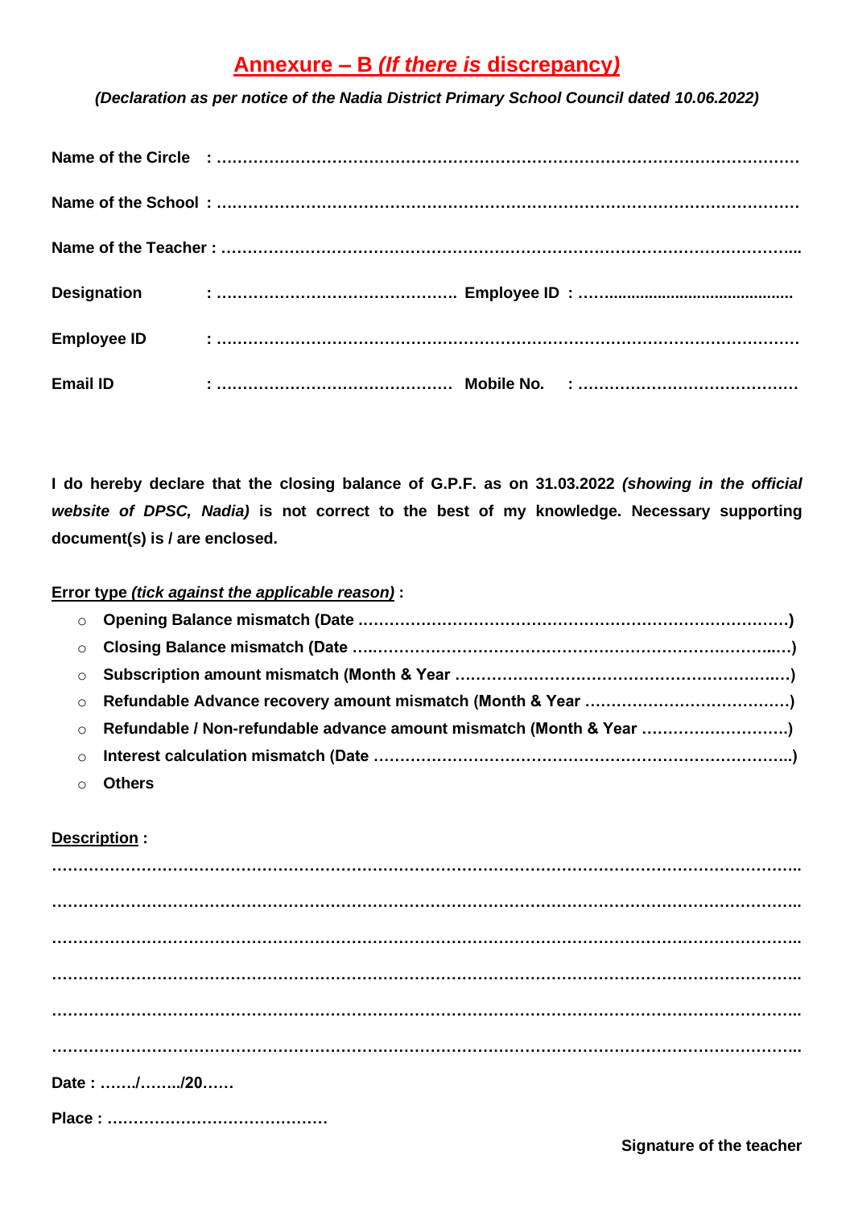## Annexure – B *(If there is* discrepancy*)*

***(Declaration as per notice of the Nadia District Primary School Council dated 10.06.2022)***

**Name of the Circle : ……………………………………………………………………………………………**

**Name of the School : ……………………………………………………………………………………………**

**Name of the Teacher : …………………………………………………………………………………………..**

**Designation : ………………………………………. Employee ID : ……...........................................**

**Employee ID : ……………………………………………………………………………………………**

**Email ID : ……………………………………… Mobile No. : …………………………………..**

**I do hereby declare that the closing balance of G.P.F. as on 31.03.2022 *(showing in the official website of DPSC, Nadia)* is not correct to the best of my knowledge. Necessary supporting document(s) is / are enclosed.**

**Error type *(tick against the applicable reason)* :**

- **Opening Balance mismatch (Date ………………………………………………………………………)**
- **Closing Balance mismatch (Date ……………………………………………………………………..…)**
- **Subscription amount mismatch (Month & Year ……………………………………………………….…)**
- **Refundable Advance recovery amount mismatch (Month & Year …………………………………)**
- **Refundable / Non-refundable advance amount mismatch (Month & Year ……………………….)**
- **Interest calculation mismatch (Date ……………………………………………………………………..)**
- **Others**

**Description :**

……………………………………………………………………………………………………………………..

……………………………………………………………………………………………………………………..

……………………………………………………………………………………………………………………..

……………………………………………………………………………………………………………………..

……………………………………………………………………………………………………………………..

……………………………………………………………………………………………………………………..

**Date : ……/……../20……**

**Place : ……………………………………**

**Signature of the teacher**